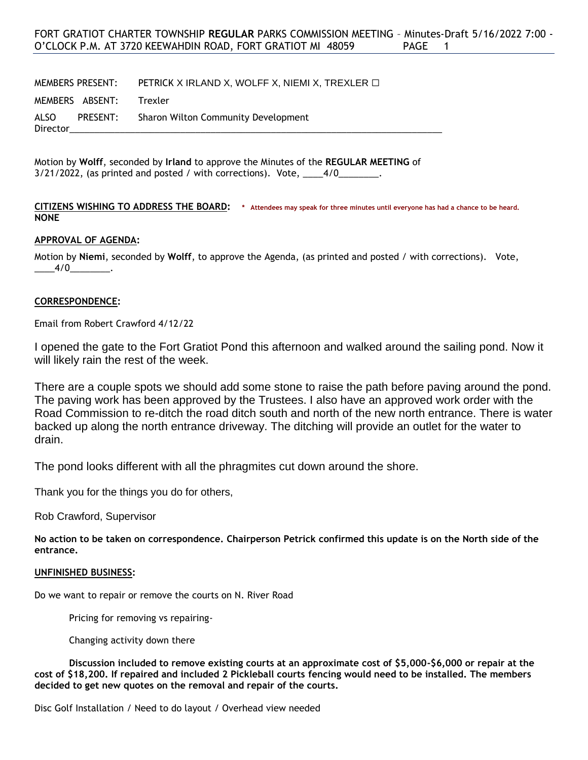FORT GRATIOT CHARTER TOWNSHIP **REGULAR** PARKS COMMISSION MEETING – Minutes-Draft 5/16/2022 7:00 - O'CLOCK P.M. AT 3720 KEEWAHDIN ROAD, FORT GRATIOT MI 48059

MEMBERS PRESENT: PETRICK X IRLAND X, WOLFF X, NIEMI X, TREXLER ☐

MEMBERS ABSENT: Trexler

ALSO PRESENT: Sharon Wilton Community Development Director

Motion by **Wolff**, seconded by **Irland** to approve the Minutes of the **REGULAR MEETING** of 3/21/2022, (as printed and posted / with corrections). Vote, ____4/0________.

**CITIZENS WISHING TO ADDRESS THE BOARD:** * Attendees may speak for three minutes until everyone has had a chance to be heard.
**NONE**

**APPROVAL OF AGENDA:**

Motion by **Niemi**, seconded by **Wolff**, to approve the Agenda, (as printed and posted / with corrections). Vote, ____4/0________.

**CORRESPONDENCE:**

Email from Robert Crawford 4/12/22

I opened the gate to the Fort Gratiot Pond this afternoon and walked around the sailing pond. Now it will likely rain the rest of the week.

There are a couple spots we should add some stone to raise the path before paving around the pond. The paving work has been approved by the Trustees. I also have an approved work order with the Road Commission to re-ditch the road ditch south and north of the new north entrance. There is water backed up along the north entrance driveway. The ditching will provide an outlet for the water to drain.

The pond looks different with all the phragmites cut down around the shore.

Thank you for the things you do for others,

Rob Crawford, Supervisor

**No action to be taken on correspondence. Chairperson Petrick confirmed this update is on the North side of the entrance.**

**UNFINISHED BUSINESS:**

Do we want to repair or remove the courts on N. River Road

Pricing for removing vs repairing-

Changing activity down there

**Discussion included to remove existing courts at an approximate cost of $5,000-$6,000 or repair at the cost of $18,200. If repaired and included 2 Pickleball courts fencing would need to be installed. The members decided to get new quotes on the removal and repair of the courts.**

Disc Golf Installation / Need to do layout / Overhead view needed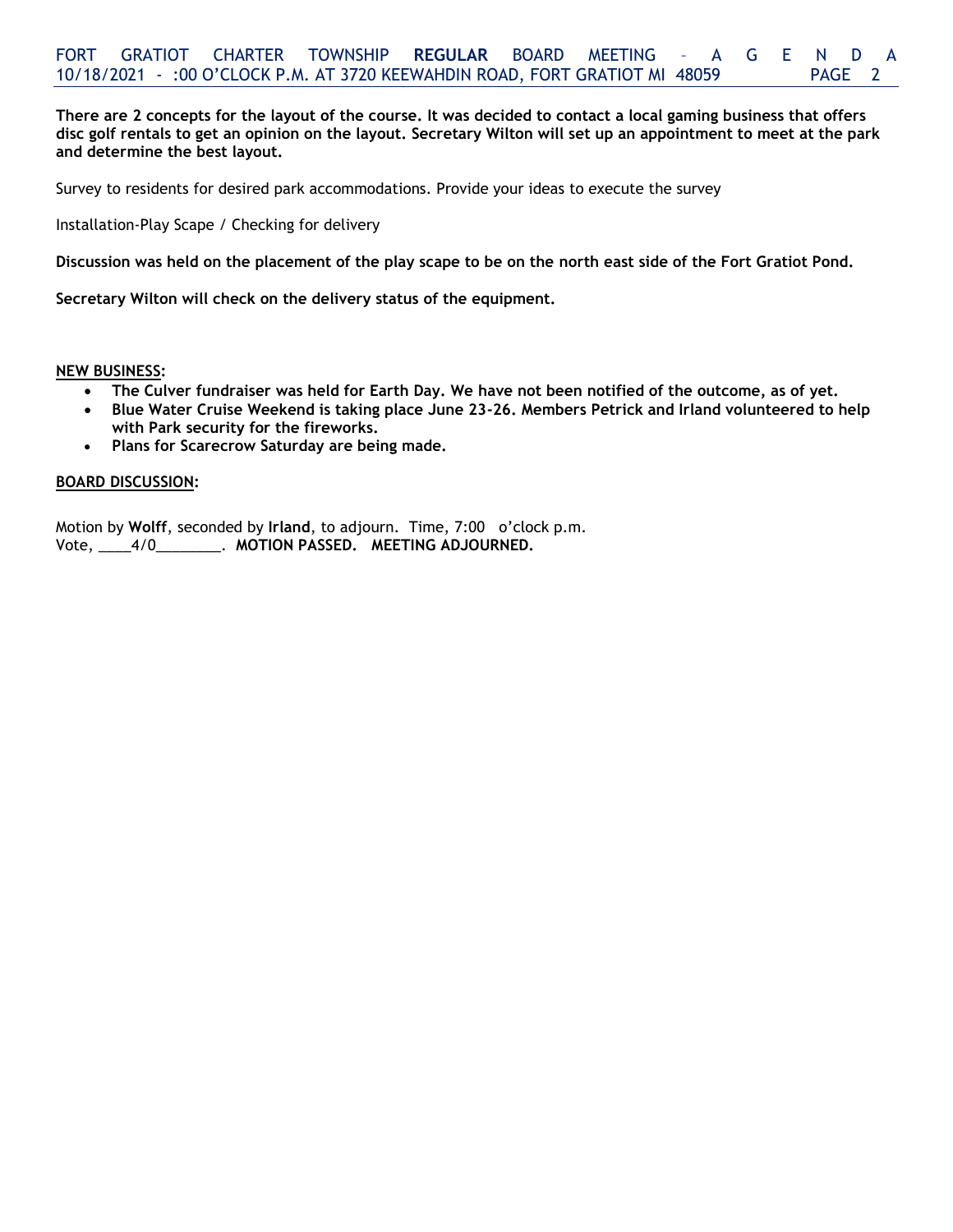**There are 2 concepts for the layout of the course. It was decided to contact a local gaming business that offers disc golf rentals to get an opinion on the layout. Secretary Wilton will set up an appointment to meet at the park and determine the best layout.**

Survey to residents for desired park accommodations. Provide your ideas to execute the survey

Installation-Play Scape / Checking for delivery

**Discussion was held on the placement of the play scape to be on the north east side of the Fort Gratiot Pond.**

**Secretary Wilton will check on the delivery status of the equipment.**

**NEW BUSINESS:**

- **The Culver fundraiser was held for Earth Day. We have not been notified of the outcome, as of yet.**
- **Blue Water Cruise Weekend is taking place June 23-26. Members Petrick and Irland volunteered to help with Park security for the fireworks.**
- **Plans for Scarecrow Saturday are being made.**

**BOARD DISCUSSION:**

Motion by **Wolff**, seconded by **Irland**, to adjourn. Time, 7:00 o'clock p.m.
Vote, ____4/0________. **MOTION PASSED. MEETING ADJOURNED.**